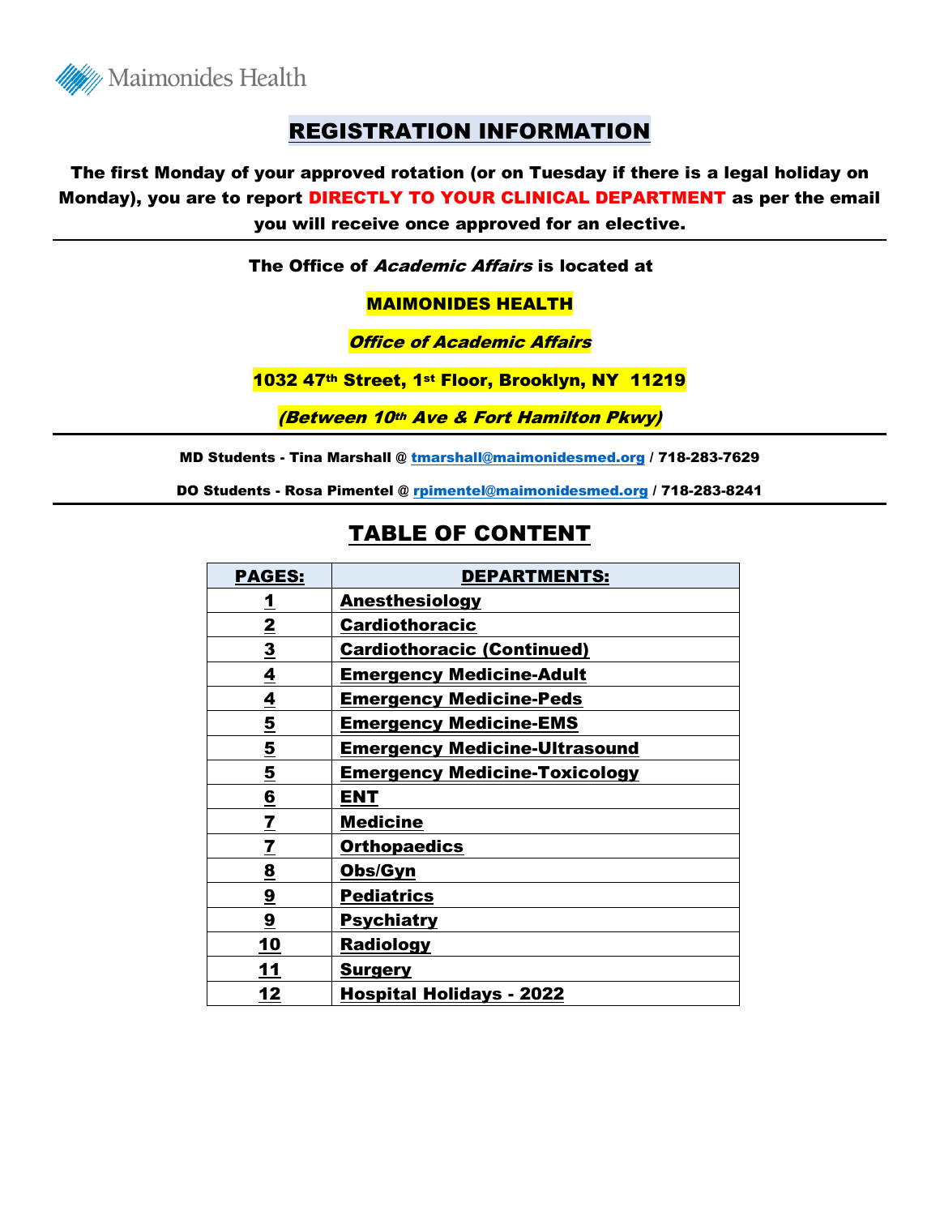Maimonides Health

# REGISTRATION INFORMATION

**The first Monday of your approved rotation (or on Tuesday if there is a legal holiday on Monday), you are to report DIRECTLY TO YOUR CLINICAL DEPARTMENT as per the email you will receive once approved for an elective.**

---

**The Office of *Academic Affairs* is located at**

**MAIMONIDES HEALTH**

***Office of Academic Affairs***

**1032 47th Street, 1st Floor, Brooklyn, NY 11219**

***(Between 10th Ave & Fort Hamilton Pkwy)***

---

**MD Students - Tina Marshall @ tmarshall@maimonidesmed.org / 718-283-7629**

**DO Students - Rosa Pimentel @ rpimentel@maimonidesmed.org / 718-283-8241**

---

## TABLE OF CONTENT

| PAGES: | DEPARTMENTS: |
|---|---|
| 1 | Anesthesiology |
| 2 | Cardiothoracic |
| 3 | Cardiothoracic (Continued) |
| 4 | Emergency Medicine-Adult |
| 4 | Emergency Medicine-Peds |
| 5 | Emergency Medicine-EMS |
| 5 | Emergency Medicine-Ultrasound |
| 5 | Emergency Medicine-Toxicology |
| 6 | ENT |
| 7 | Medicine |
| 7 | Orthopaedics |
| 8 | Obs/Gyn |
| 9 | Pediatrics |
| 9 | Psychiatry |
| 10 | Radiology |
| 11 | Surgery |
| 12 | Hospital Holidays - 2022 |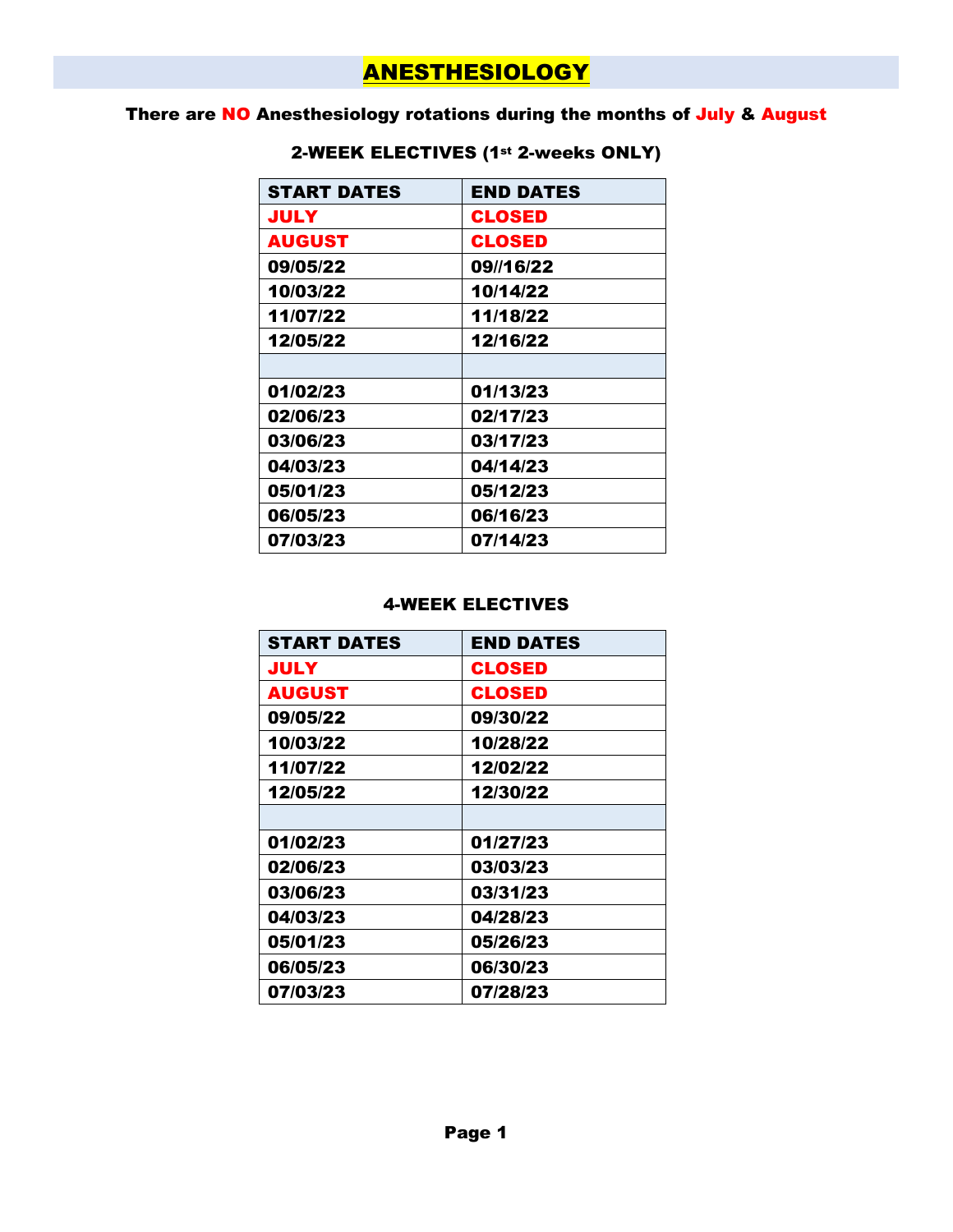# ANESTHESIOLOGY

**There are NO Anesthesiology rotations during the months of July & August**

### 2-WEEK ELECTIVES (1st 2-weeks ONLY)

| START DATES | END DATES |
|---|---|
| JULY | CLOSED |
| AUGUST | CLOSED |
| 09/05/22 | 09//16/22 |
| 10/03/22 | 10/14/22 |
| 11/07/22 | 11/18/22 |
| 12/05/22 | 12/16/22 |
| | |
| 01/02/23 | 01/13/23 |
| 02/06/23 | 02/17/23 |
| 03/06/23 | 03/17/23 |
| 04/03/23 | 04/14/23 |
| 05/01/23 | 05/12/23 |
| 06/05/23 | 06/16/23 |
| 07/03/23 | 07/14/23 |

### 4-WEEK ELECTIVES

| START DATES | END DATES |
|---|---|
| JULY | CLOSED |
| AUGUST | CLOSED |
| 09/05/22 | 09/30/22 |
| 10/03/22 | 10/28/22 |
| 11/07/22 | 12/02/22 |
| 12/05/22 | 12/30/22 |
| | |
| 01/02/23 | 01/27/23 |
| 02/06/23 | 03/03/23 |
| 03/06/23 | 03/31/23 |
| 04/03/23 | 04/28/23 |
| 05/01/23 | 05/26/23 |
| 06/05/23 | 06/30/23 |
| 07/03/23 | 07/28/23 |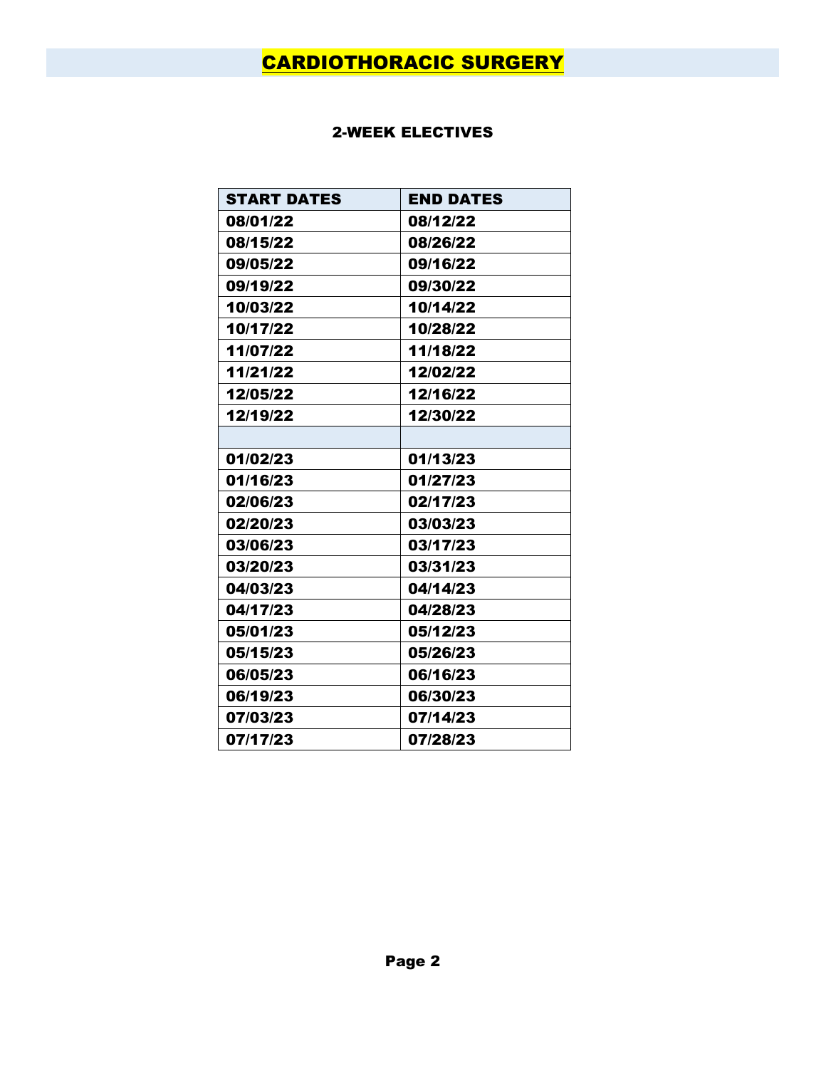# CARDIOTHORACIC SURGERY

## 2-WEEK ELECTIVES

| START DATES | END DATES |
|---|---|
| 08/01/22 | 08/12/22 |
| 08/15/22 | 08/26/22 |
| 09/05/22 | 09/16/22 |
| 09/19/22 | 09/30/22 |
| 10/03/22 | 10/14/22 |
| 10/17/22 | 10/28/22 |
| 11/07/22 | 11/18/22 |
| 11/21/22 | 12/02/22 |
| 12/05/22 | 12/16/22 |
| 12/19/22 | 12/30/22 |
| | |
| 01/02/23 | 01/13/23 |
| 01/16/23 | 01/27/23 |
| 02/06/23 | 02/17/23 |
| 02/20/23 | 03/03/23 |
| 03/06/23 | 03/17/23 |
| 03/20/23 | 03/31/23 |
| 04/03/23 | 04/14/23 |
| 04/17/23 | 04/28/23 |
| 05/01/23 | 05/12/23 |
| 05/15/23 | 05/26/23 |
| 06/05/23 | 06/16/23 |
| 06/19/23 | 06/30/23 |
| 07/03/23 | 07/14/23 |
| 07/17/23 | 07/28/23 |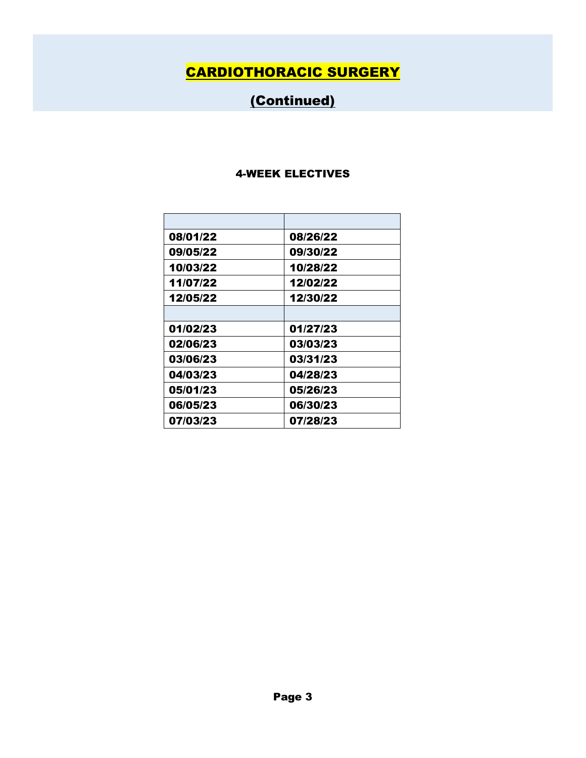# CARDIOTHORACIC SURGERY

## (Continued)

### 4-WEEK ELECTIVES

| | |
|---|---|
| 08/01/22 | 08/26/22 |
| 09/05/22 | 09/30/22 |
| 10/03/22 | 10/28/22 |
| 11/07/22 | 12/02/22 |
| 12/05/22 | 12/30/22 |
| | |
| 01/02/23 | 01/27/23 |
| 02/06/23 | 03/03/23 |
| 03/06/23 | 03/31/23 |
| 04/03/23 | 04/28/23 |
| 05/01/23 | 05/26/23 |
| 06/05/23 | 06/30/23 |
| 07/03/23 | 07/28/23 |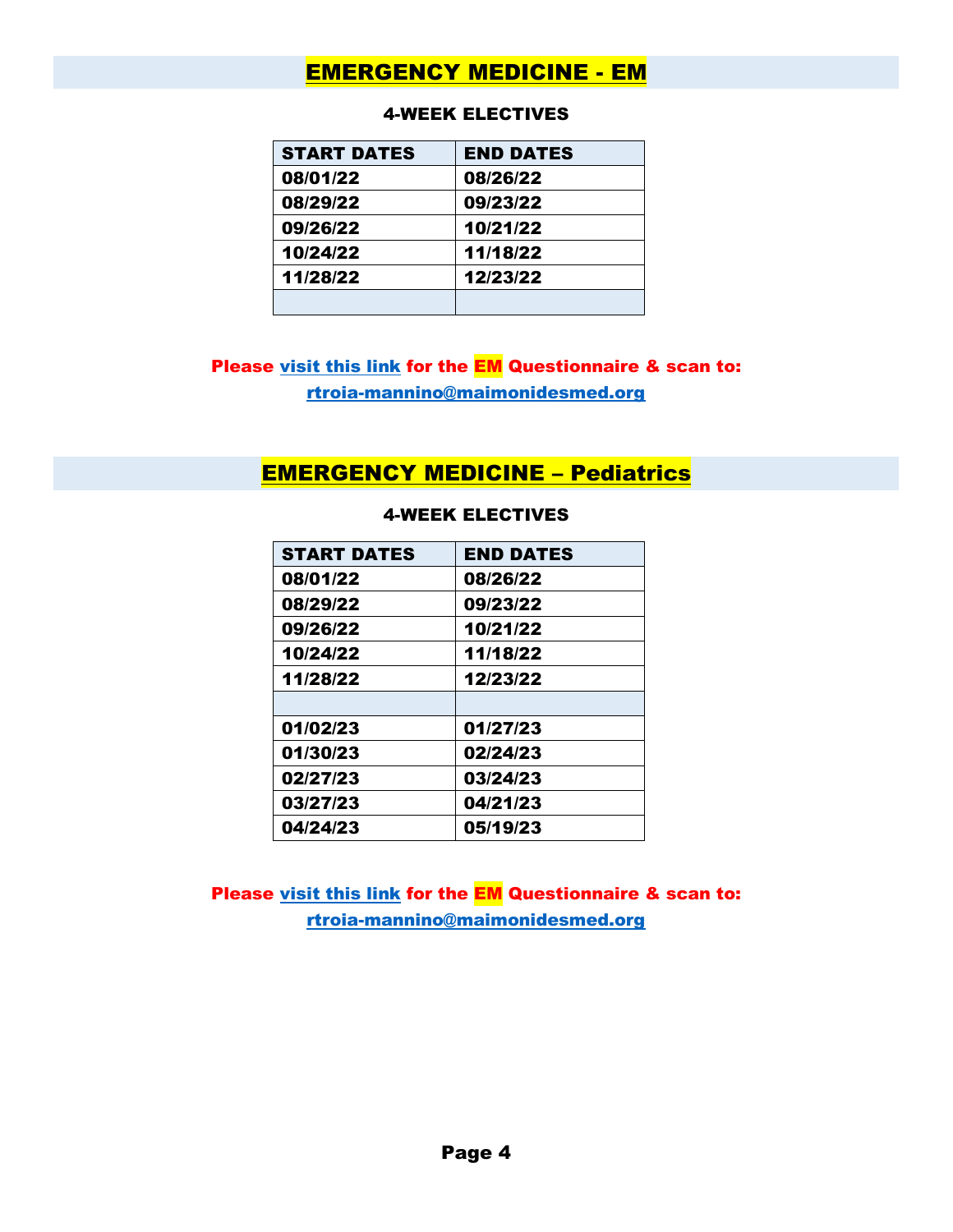# EMERGENCY MEDICINE - EM

### 4-WEEK ELECTIVES

| START DATES | END DATES |
|---|---|
| 08/01/22 | 08/26/22 |
| 08/29/22 | 09/23/22 |
| 09/26/22 | 10/21/22 |
| 10/24/22 | 11/18/22 |
| 11/28/22 | 12/23/22 |
| | |

**Please visit this link for the EM Questionnaire & scan to:**
**rtroia-mannino@maimonidesmed.org**

# EMERGENCY MEDICINE – Pediatrics

### 4-WEEK ELECTIVES

| START DATES | END DATES |
|---|---|
| 08/01/22 | 08/26/22 |
| 08/29/22 | 09/23/22 |
| 09/26/22 | 10/21/22 |
| 10/24/22 | 11/18/22 |
| 11/28/22 | 12/23/22 |
| | |
| 01/02/23 | 01/27/23 |
| 01/30/23 | 02/24/23 |
| 02/27/23 | 03/24/23 |
| 03/27/23 | 04/21/23 |
| 04/24/23 | 05/19/23 |

**Please visit this link for the EM Questionnaire & scan to:**
**rtroia-mannino@maimonidesmed.org**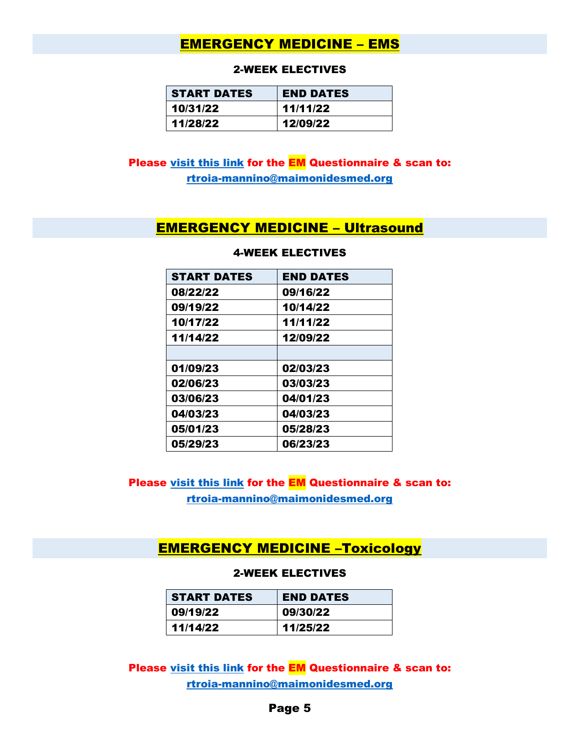## EMERGENCY MEDICINE – EMS

### 2-WEEK ELECTIVES

| START DATES | END DATES |
|---|---|
| 10/31/22 | 11/11/22 |
| 11/28/22 | 12/09/22 |

**Please visit this link for the EM Questionnaire & scan to:**
**rtroia-mannino@maimonidesmed.org**

## EMERGENCY MEDICINE – Ultrasound

### 4-WEEK ELECTIVES

| START DATES | END DATES |
|---|---|
| 08/22/22 | 09/16/22 |
| 09/19/22 | 10/14/22 |
| 10/17/22 | 11/11/22 |
| 11/14/22 | 12/09/22 |
| | |
| 01/09/23 | 02/03/23 |
| 02/06/23 | 03/03/23 |
| 03/06/23 | 04/01/23 |
| 04/03/23 | 04/03/23 |
| 05/01/23 | 05/28/23 |
| 05/29/23 | 06/23/23 |

**Please visit this link for the EM Questionnaire & scan to:**
**rtroia-mannino@maimonidesmed.org**

## EMERGENCY MEDICINE –Toxicology

### 2-WEEK ELECTIVES

| START DATES | END DATES |
|---|---|
| 09/19/22 | 09/30/22 |
| 11/14/22 | 11/25/22 |

**Please visit this link for the EM Questionnaire & scan to:**
**rtroia-mannino@maimonidesmed.org**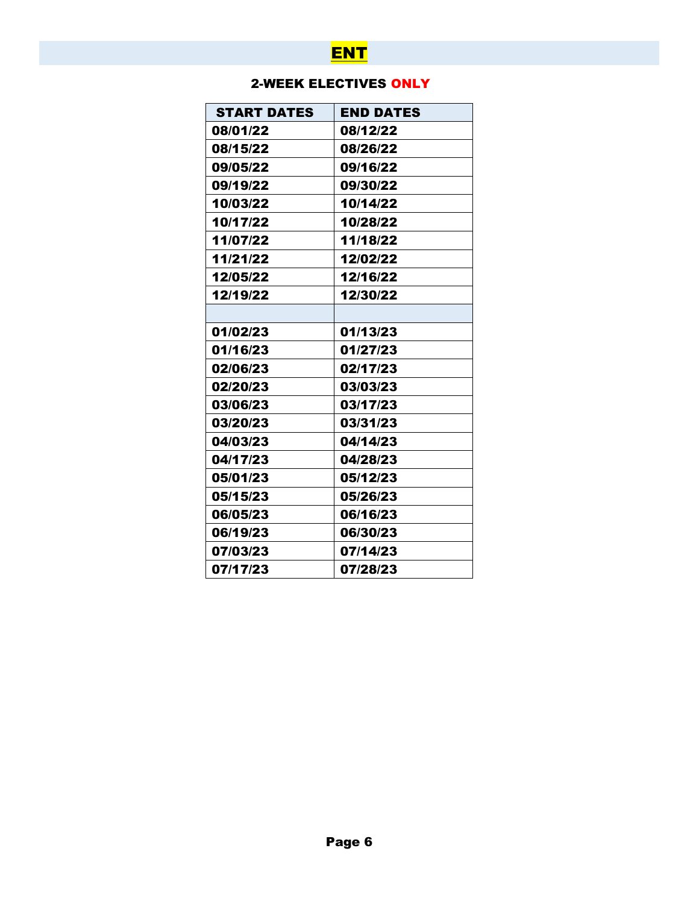# ENT

## 2-WEEK ELECTIVES ONLY

| START DATES | END DATES |
|---|---|
| 08/01/22 | 08/12/22 |
| 08/15/22 | 08/26/22 |
| 09/05/22 | 09/16/22 |
| 09/19/22 | 09/30/22 |
| 10/03/22 | 10/14/22 |
| 10/17/22 | 10/28/22 |
| 11/07/22 | 11/18/22 |
| 11/21/22 | 12/02/22 |
| 12/05/22 | 12/16/22 |
| 12/19/22 | 12/30/22 |
| | |
| 01/02/23 | 01/13/23 |
| 01/16/23 | 01/27/23 |
| 02/06/23 | 02/17/23 |
| 02/20/23 | 03/03/23 |
| 03/06/23 | 03/17/23 |
| 03/20/23 | 03/31/23 |
| 04/03/23 | 04/14/23 |
| 04/17/23 | 04/28/23 |
| 05/01/23 | 05/12/23 |
| 05/15/23 | 05/26/23 |
| 06/05/23 | 06/16/23 |
| 06/19/23 | 06/30/23 |
| 07/03/23 | 07/14/23 |
| 07/17/23 | 07/28/23 |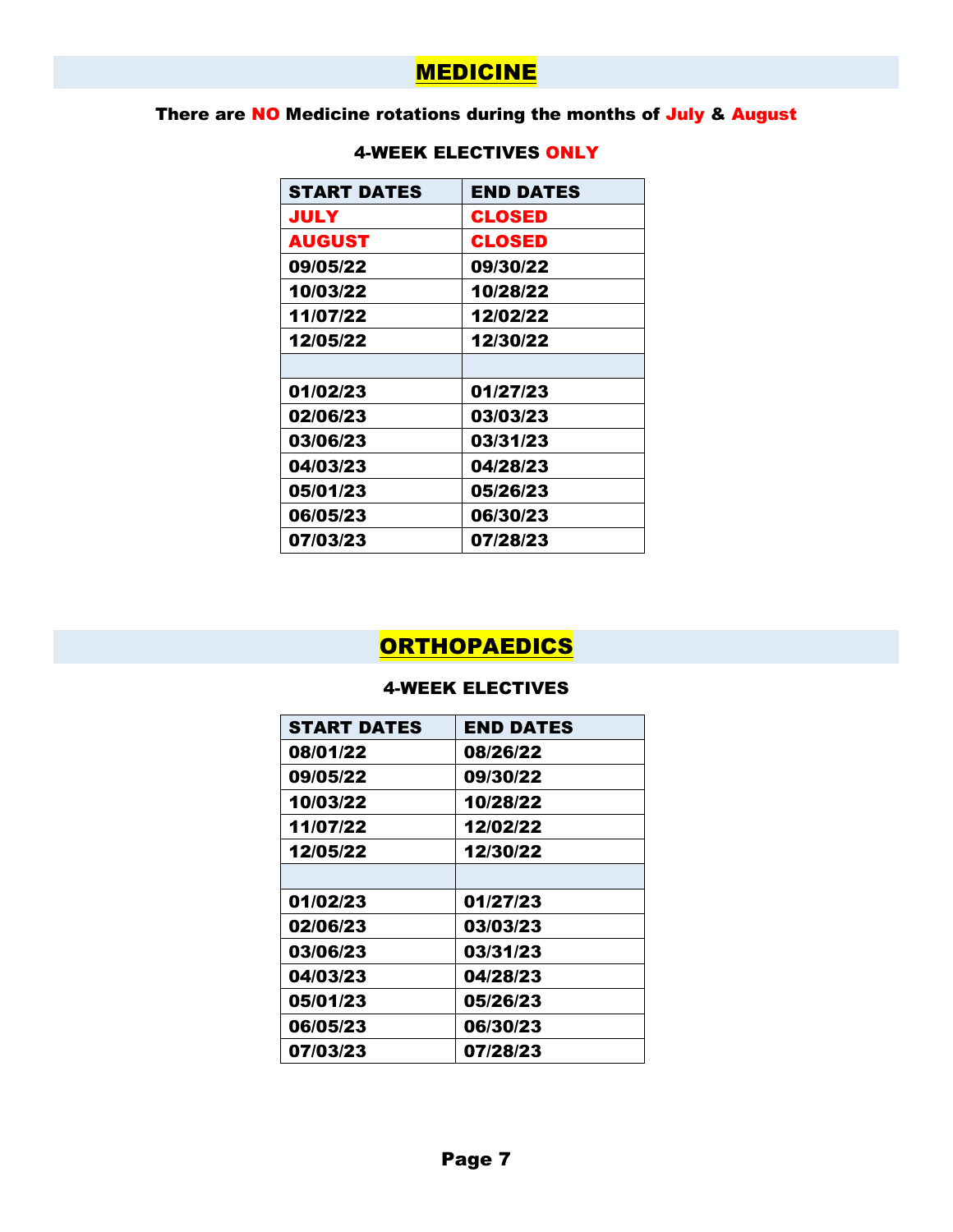# MEDICINE

**There are NO Medicine rotations during the months of July & August**

**4-WEEK ELECTIVES ONLY**

| START DATES | END DATES |
|---|---|
| JULY | CLOSED |
| AUGUST | CLOSED |
| 09/05/22 | 09/30/22 |
| 10/03/22 | 10/28/22 |
| 11/07/22 | 12/02/22 |
| 12/05/22 | 12/30/22 |
| | |
| 01/02/23 | 01/27/23 |
| 02/06/23 | 03/03/23 |
| 03/06/23 | 03/31/23 |
| 04/03/23 | 04/28/23 |
| 05/01/23 | 05/26/23 |
| 06/05/23 | 06/30/23 |
| 07/03/23 | 07/28/23 |

# ORTHOPAEDICS

**4-WEEK ELECTIVES**

| START DATES | END DATES |
|---|---|
| 08/01/22 | 08/26/22 |
| 09/05/22 | 09/30/22 |
| 10/03/22 | 10/28/22 |
| 11/07/22 | 12/02/22 |
| 12/05/22 | 12/30/22 |
| | |
| 01/02/23 | 01/27/23 |
| 02/06/23 | 03/03/23 |
| 03/06/23 | 03/31/23 |
| 04/03/23 | 04/28/23 |
| 05/01/23 | 05/26/23 |
| 06/05/23 | 06/30/23 |
| 07/03/23 | 07/28/23 |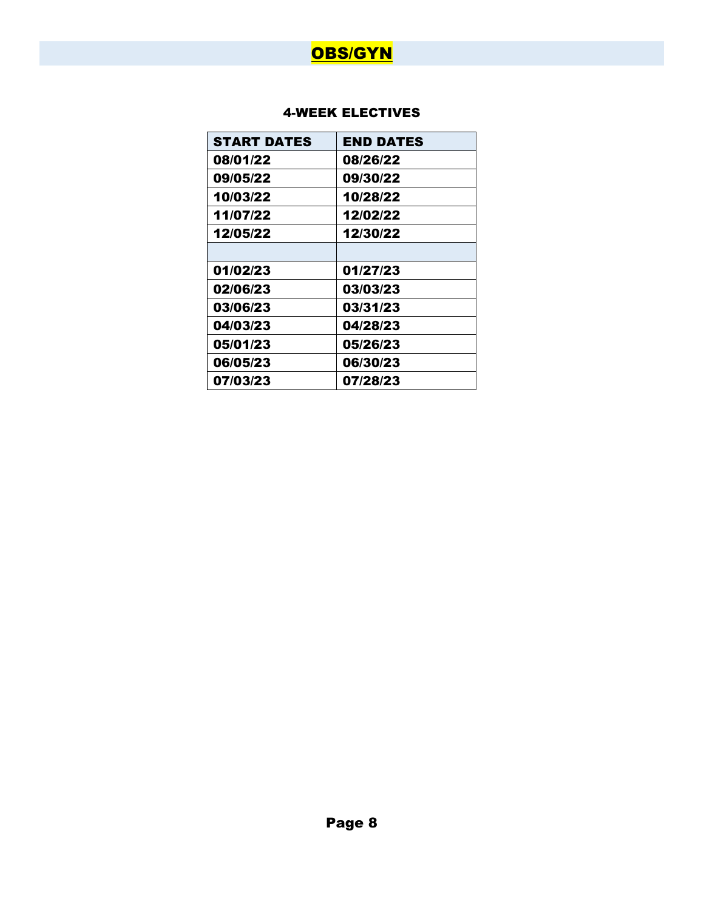# OBS/GYN

## 4-WEEK ELECTIVES

| START DATES | END DATES |
|---|---|
| 08/01/22 | 08/26/22 |
| 09/05/22 | 09/30/22 |
| 10/03/22 | 10/28/22 |
| 11/07/22 | 12/02/22 |
| 12/05/22 | 12/30/22 |
| | |
| 01/02/23 | 01/27/23 |
| 02/06/23 | 03/03/23 |
| 03/06/23 | 03/31/23 |
| 04/03/23 | 04/28/23 |
| 05/01/23 | 05/26/23 |
| 06/05/23 | 06/30/23 |
| 07/03/23 | 07/28/23 |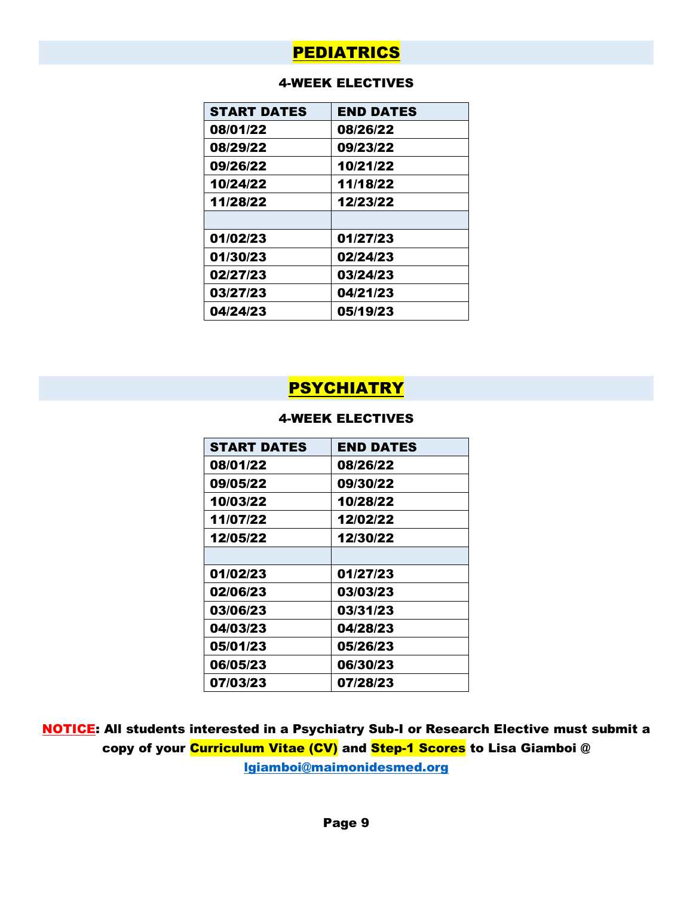# PEDIATRICS

### 4-WEEK ELECTIVES

| START DATES | END DATES |
|---|---|
| 08/01/22 | 08/26/22 |
| 08/29/22 | 09/23/22 |
| 09/26/22 | 10/21/22 |
| 10/24/22 | 11/18/22 |
| 11/28/22 | 12/23/22 |
| | |
| 01/02/23 | 01/27/23 |
| 01/30/23 | 02/24/23 |
| 02/27/23 | 03/24/23 |
| 03/27/23 | 04/21/23 |
| 04/24/23 | 05/19/23 |

# PSYCHIATRY

### 4-WEEK ELECTIVES

| START DATES | END DATES |
|---|---|
| 08/01/22 | 08/26/22 |
| 09/05/22 | 09/30/22 |
| 10/03/22 | 10/28/22 |
| 11/07/22 | 12/02/22 |
| 12/05/22 | 12/30/22 |
| | |
| 01/02/23 | 01/27/23 |
| 02/06/23 | 03/03/23 |
| 03/06/23 | 03/31/23 |
| 04/03/23 | 04/28/23 |
| 05/01/23 | 05/26/23 |
| 06/05/23 | 06/30/23 |
| 07/03/23 | 07/28/23 |

**NOTICE: All students interested in a Psychiatry Sub-I or Research Elective must submit a copy of your Curriculum Vitae (CV) and Step-1 Scores to Lisa Giamboi @ lgiamboi@maimonidesmed.org**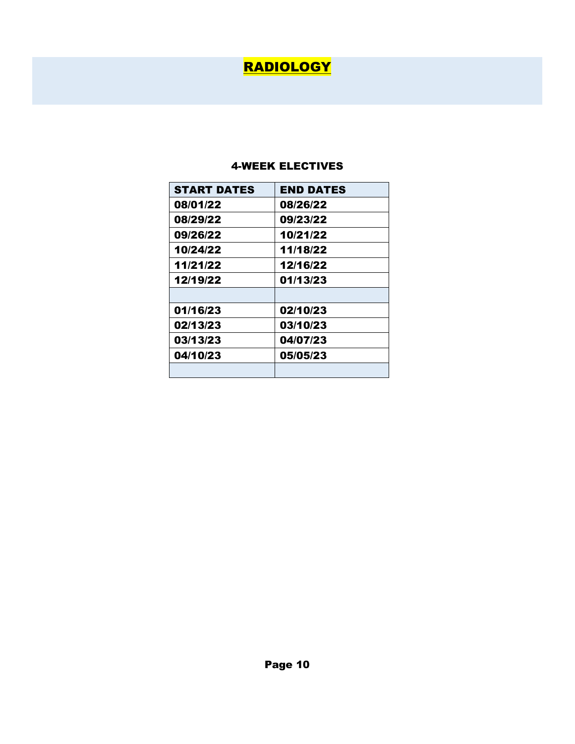# RADIOLOGY

## 4-WEEK ELECTIVES

| START DATES | END DATES |
|---|---|
| 08/01/22 | 08/26/22 |
| 08/29/22 | 09/23/22 |
| 09/26/22 | 10/21/22 |
| 10/24/22 | 11/18/22 |
| 11/21/22 | 12/16/22 |
| 12/19/22 | 01/13/23 |
| | |
| 01/16/23 | 02/10/23 |
| 02/13/23 | 03/10/23 |
| 03/13/23 | 04/07/23 |
| 04/10/23 | 05/05/23 |
| | |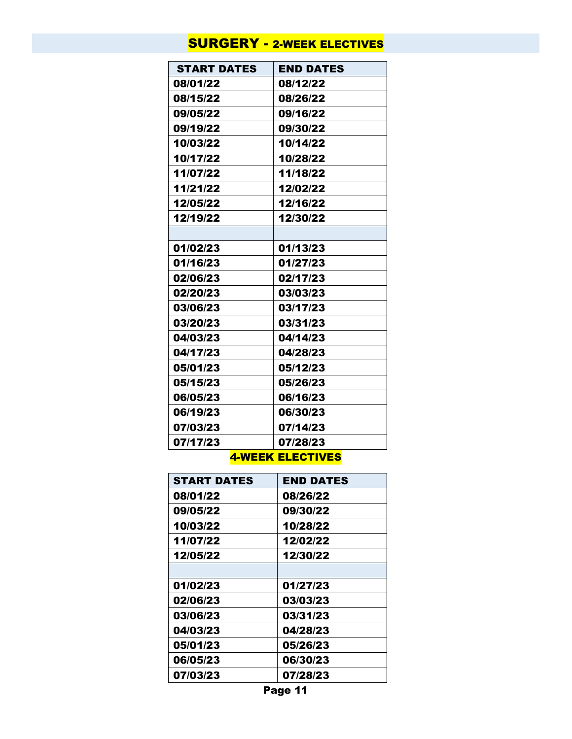# SURGERY - 2-WEEK ELECTIVES

| START DATES | END DATES |
|---|---|
| 08/01/22 | 08/12/22 |
| 08/15/22 | 08/26/22 |
| 09/05/22 | 09/16/22 |
| 09/19/22 | 09/30/22 |
| 10/03/22 | 10/14/22 |
| 10/17/22 | 10/28/22 |
| 11/07/22 | 11/18/22 |
| 11/21/22 | 12/02/22 |
| 12/05/22 | 12/16/22 |
| 12/19/22 | 12/30/22 |
| | |
| 01/02/23 | 01/13/23 |
| 01/16/23 | 01/27/23 |
| 02/06/23 | 02/17/23 |
| 02/20/23 | 03/03/23 |
| 03/06/23 | 03/17/23 |
| 03/20/23 | 03/31/23 |
| 04/03/23 | 04/14/23 |
| 04/17/23 | 04/28/23 |
| 05/01/23 | 05/12/23 |
| 05/15/23 | 05/26/23 |
| 06/05/23 | 06/16/23 |
| 06/19/23 | 06/30/23 |
| 07/03/23 | 07/14/23 |
| 07/17/23 | 07/28/23 |

## 4-WEEK ELECTIVES

| START DATES | END DATES |
|---|---|
| 08/01/22 | 08/26/22 |
| 09/05/22 | 09/30/22 |
| 10/03/22 | 10/28/22 |
| 11/07/22 | 12/02/22 |
| 12/05/22 | 12/30/22 |
| | |
| 01/02/23 | 01/27/23 |
| 02/06/23 | 03/03/23 |
| 03/06/23 | 03/31/23 |
| 04/03/23 | 04/28/23 |
| 05/01/23 | 05/26/23 |
| 06/05/23 | 06/30/23 |
| 07/03/23 | 07/28/23 |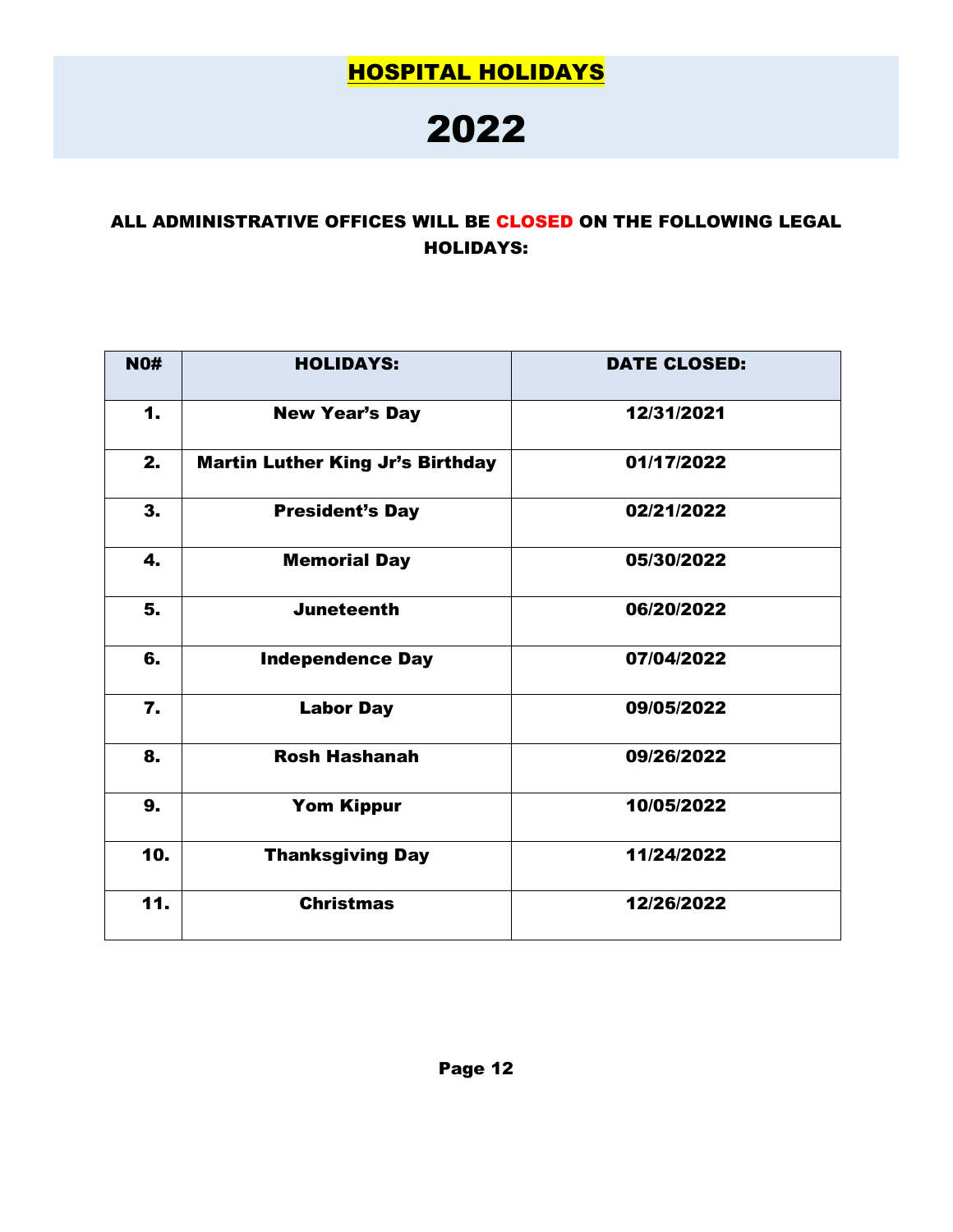# HOSPITAL HOLIDAYS

# 2022

**ALL ADMINISTRATIVE OFFICES WILL BE CLOSED ON THE FOLLOWING LEGAL HOLIDAYS:**

| N0# | HOLIDAYS: | DATE CLOSED: |
|---|---|---|
| 1. | New Year's Day | 12/31/2021 |
| 2. | Martin Luther King Jr's Birthday | 01/17/2022 |
| 3. | President's Day | 02/21/2022 |
| 4. | Memorial Day | 05/30/2022 |
| 5. | Juneteenth | 06/20/2022 |
| 6. | Independence Day | 07/04/2022 |
| 7. | Labor Day | 09/05/2022 |
| 8. | Rosh Hashanah | 09/26/2022 |
| 9. | Yom Kippur | 10/05/2022 |
| 10. | Thanksgiving Day | 11/24/2022 |
| 11. | Christmas | 12/26/2022 |